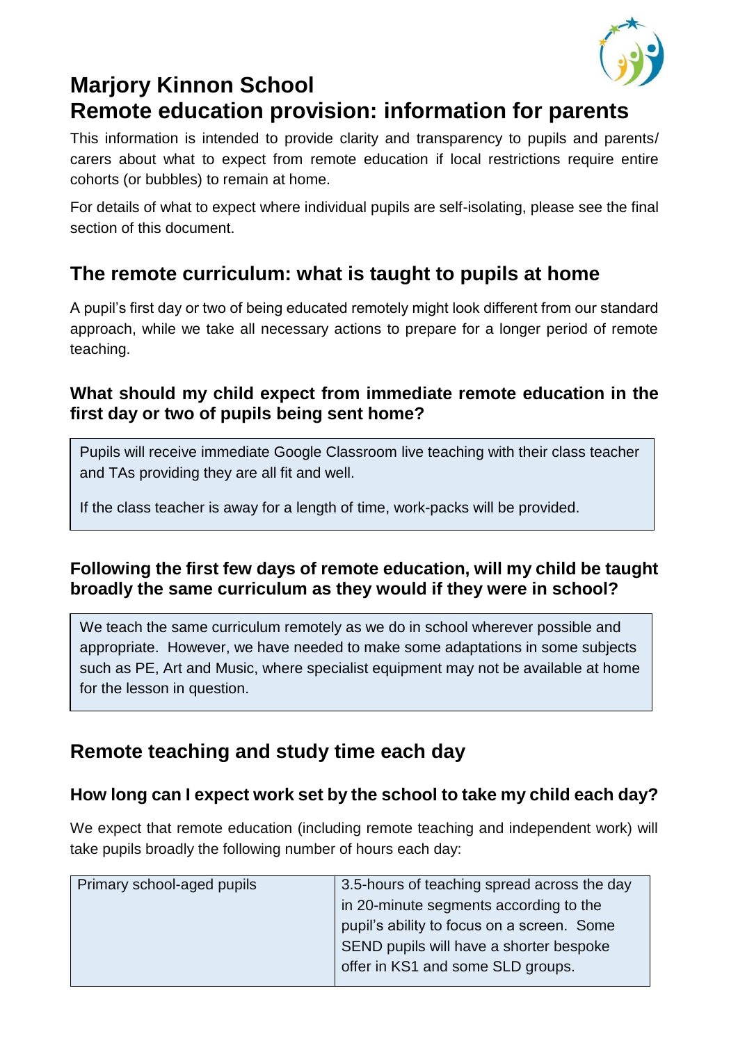# Marjory Kinnon School
# Remote education provision: information for parents

This information is intended to provide clarity and transparency to pupils and parents/ carers about what to expect from remote education if local restrictions require entire cohorts (or bubbles) to remain at home.

For details of what to expect where individual pupils are self-isolating, please see the final section of this document.

## The remote curriculum: what is taught to pupils at home

A pupil's first day or two of being educated remotely might look different from our standard approach, while we take all necessary actions to prepare for a longer period of remote teaching.

### What should my child expect from immediate remote education in the first day or two of pupils being sent home?

Pupils will receive immediate Google Classroom live teaching with their class teacher and TAs providing they are all fit and well.

If the class teacher is away for a length of time, work-packs will be provided.

### Following the first few days of remote education, will my child be taught broadly the same curriculum as they would if they were in school?

We teach the same curriculum remotely as we do in school wherever possible and appropriate. However, we have needed to make some adaptations in some subjects such as PE, Art and Music, where specialist equipment may not be available at home for the lesson in question.

## Remote teaching and study time each day

### How long can I expect work set by the school to take my child each day?

We expect that remote education (including remote teaching and independent work) will take pupils broadly the following number of hours each day:

| Primary school-aged pupils | 3.5-hours of teaching spread across the day in 20-minute segments according to the pupil's ability to focus on a screen. Some SEND pupils will have a shorter bespoke offer in KS1 and some SLD groups. |
|---|---|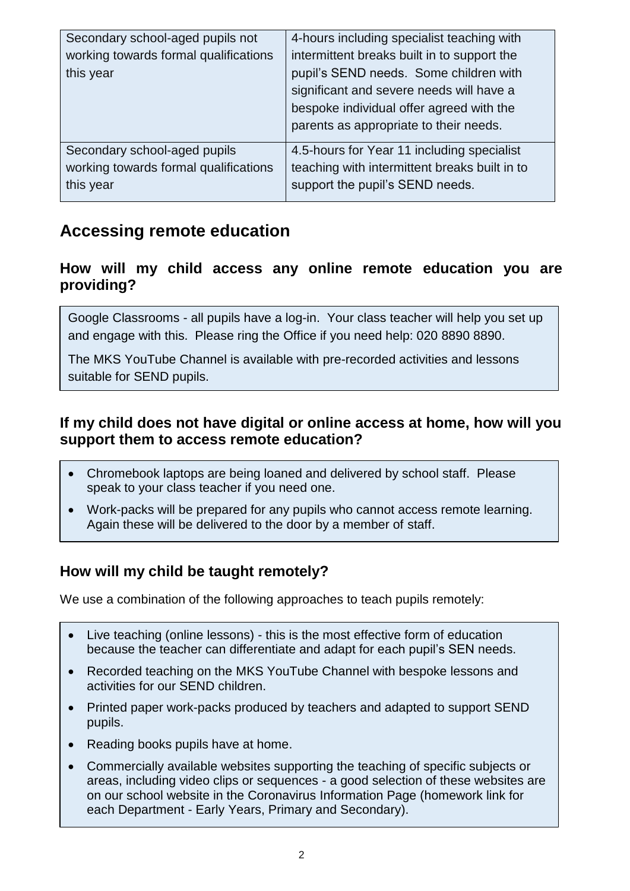| Secondary school-aged pupils not working towards formal qualifications this year | 4-hours including specialist teaching with intermittent breaks built in to support the pupil's SEND needs. Some children with significant and severe needs will have a bespoke individual offer agreed with the parents as appropriate to their needs. |
|---|---|
| Secondary school-aged pupils working towards formal qualifications this year | 4.5-hours for Year 11 including specialist teaching with intermittent breaks built in to support the pupil's SEND needs. |

## Accessing remote education

### How will my child access any online remote education you are providing?

Google Classrooms - all pupils have a log-in. Your class teacher will help you set up and engage with this. Please ring the Office if you need help: 020 8890 8890.

The MKS YouTube Channel is available with pre-recorded activities and lessons suitable for SEND pupils.

### If my child does not have digital or online access at home, how will you support them to access remote education?

- Chromebook laptops are being loaned and delivered by school staff. Please speak to your class teacher if you need one.
- Work-packs will be prepared for any pupils who cannot access remote learning. Again these will be delivered to the door by a member of staff.

### How will my child be taught remotely?

We use a combination of the following approaches to teach pupils remotely:

- Live teaching (online lessons) - this is the most effective form of education because the teacher can differentiate and adapt for each pupil's SEN needs.
- Recorded teaching on the MKS YouTube Channel with bespoke lessons and activities for our SEND children.
- Printed paper work-packs produced by teachers and adapted to support SEND pupils.
- Reading books pupils have at home.
- Commercially available websites supporting the teaching of specific subjects or areas, including video clips or sequences - a good selection of these websites are on our school website in the Coronavirus Information Page (homework link for each Department - Early Years, Primary and Secondary).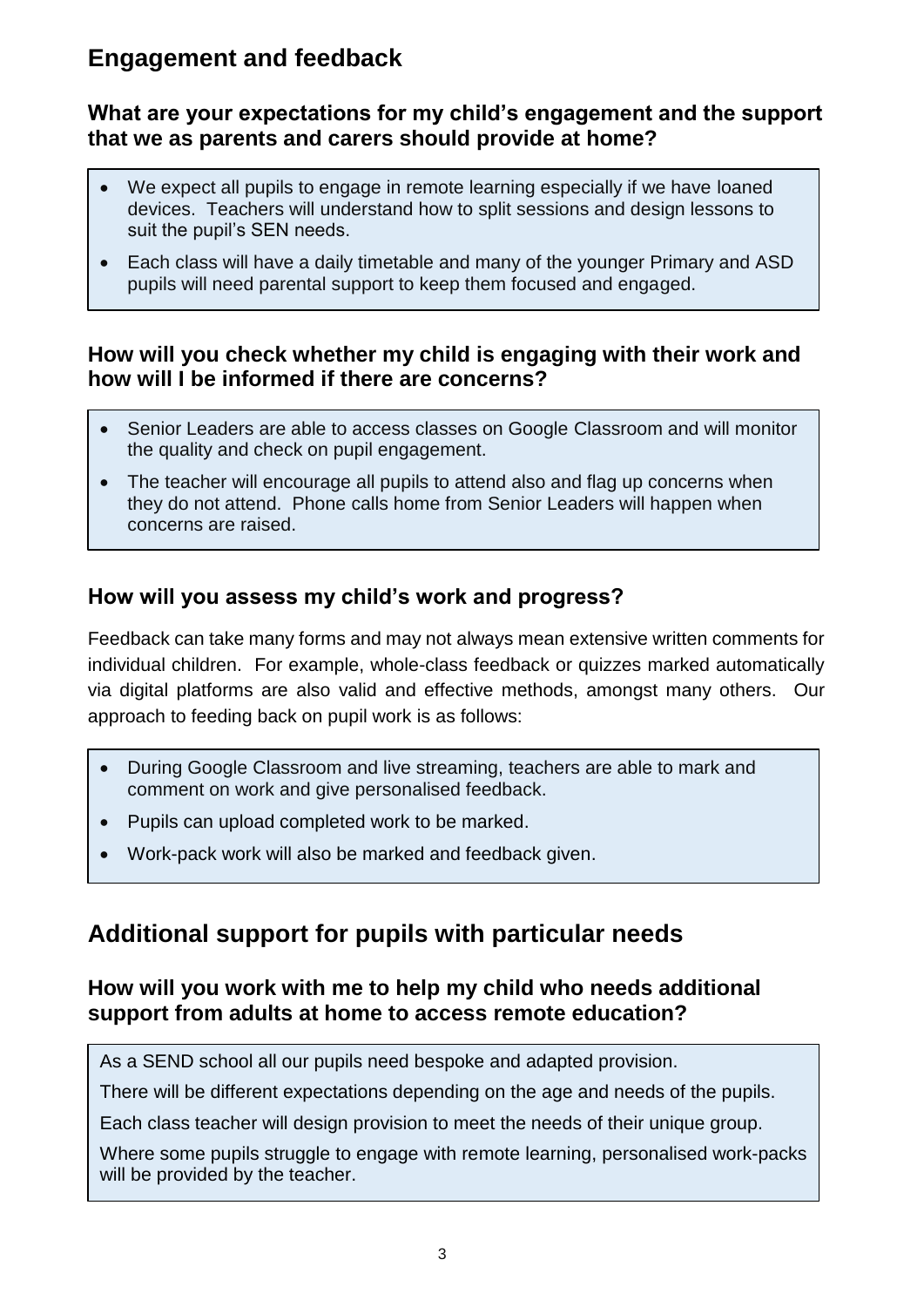## Engagement and feedback

### What are your expectations for my child's engagement and the support that we as parents and carers should provide at home?

- We expect all pupils to engage in remote learning especially if we have loaned devices. Teachers will understand how to split sessions and design lessons to suit the pupil's SEN needs.
- Each class will have a daily timetable and many of the younger Primary and ASD pupils will need parental support to keep them focused and engaged.

### How will you check whether my child is engaging with their work and how will I be informed if there are concerns?

- Senior Leaders are able to access classes on Google Classroom and will monitor the quality and check on pupil engagement.
- The teacher will encourage all pupils to attend also and flag up concerns when they do not attend. Phone calls home from Senior Leaders will happen when concerns are raised.

### How will you assess my child's work and progress?

Feedback can take many forms and may not always mean extensive written comments for individual children. For example, whole-class feedback or quizzes marked automatically via digital platforms are also valid and effective methods, amongst many others. Our approach to feeding back on pupil work is as follows:

- During Google Classroom and live streaming, teachers are able to mark and comment on work and give personalised feedback.
- Pupils can upload completed work to be marked.
- Work-pack work will also be marked and feedback given.

## Additional support for pupils with particular needs

### How will you work with me to help my child who needs additional support from adults at home to access remote education?

As a SEND school all our pupils need bespoke and adapted provision.

There will be different expectations depending on the age and needs of the pupils.

Each class teacher will design provision to meet the needs of their unique group.

Where some pupils struggle to engage with remote learning, personalised work-packs will be provided by the teacher.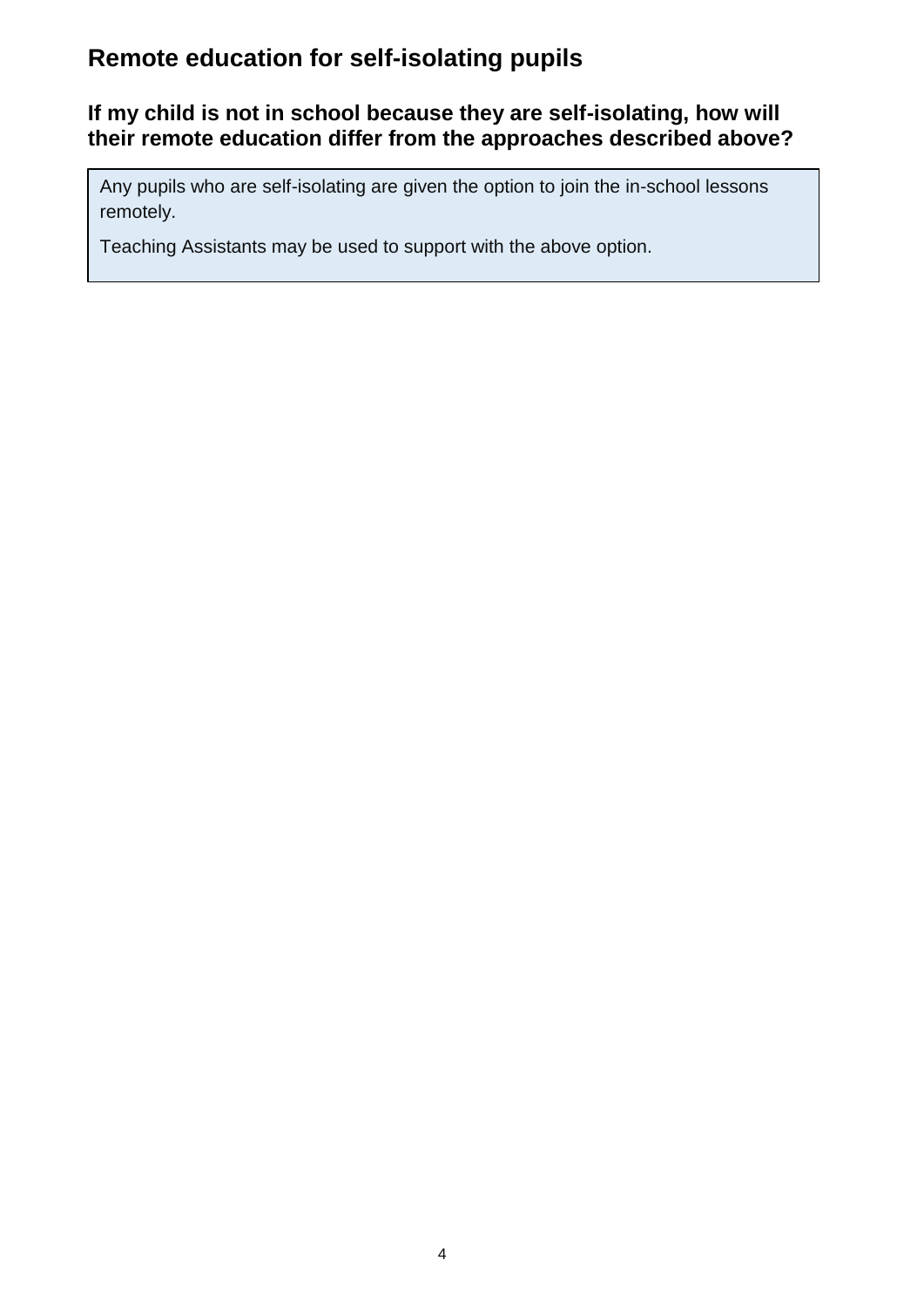## Remote education for self-isolating pupils

### If my child is not in school because they are self-isolating, how will their remote education differ from the approaches described above?

Any pupils who are self-isolating are given the option to join the in-school lessons remotely.

Teaching Assistants may be used to support with the above option.